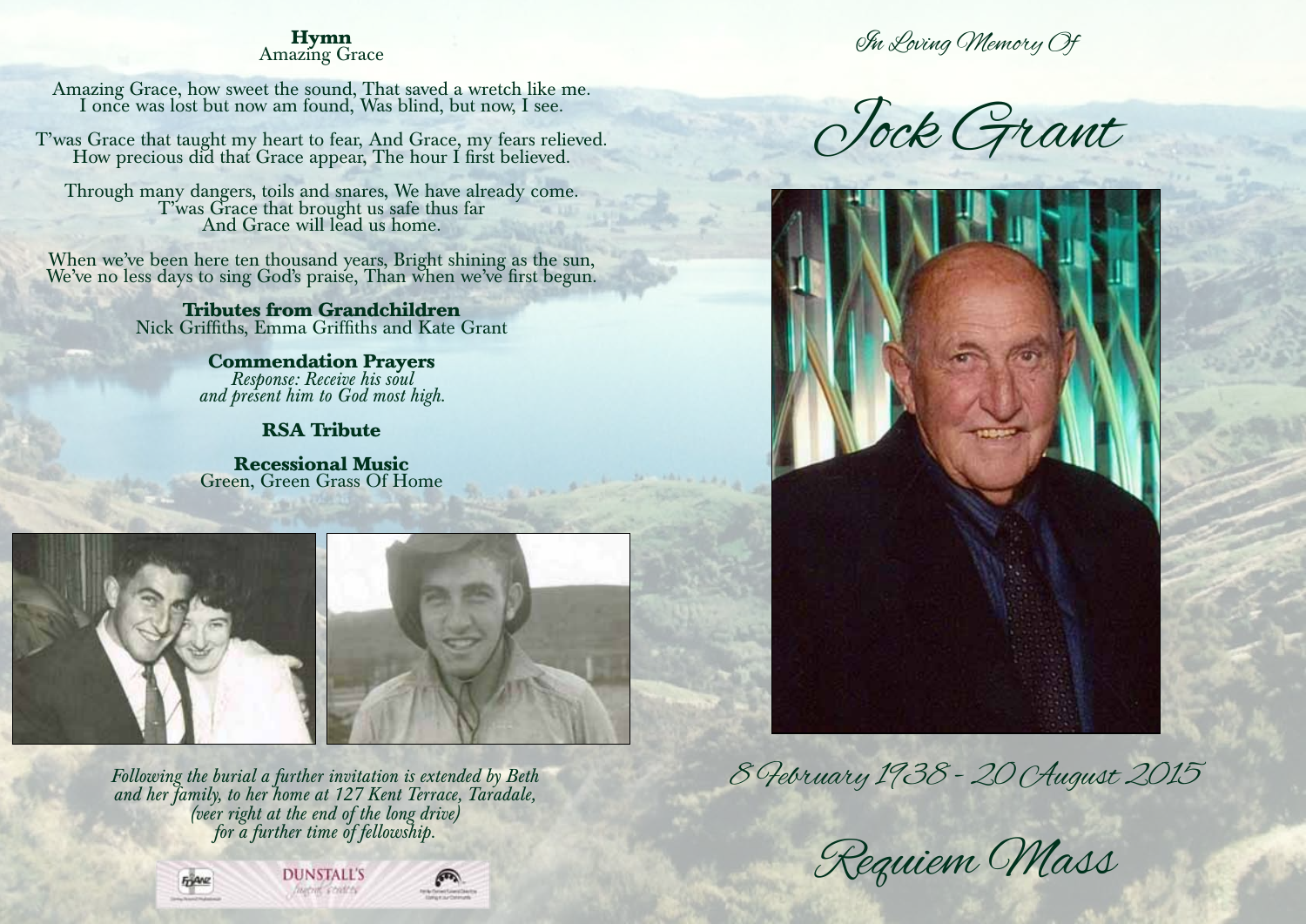**Hymn**
Amazing Grace

Amazing Grace, how sweet the sound, That saved a wretch like me.
I once was lost but now am found, Was blind, but now, I see.

T'was Grace that taught my heart to fear, And Grace, my fears relieved.
How precious did that Grace appear, The hour I first believed.

Through many dangers, toils and snares, We have already come.
T'was Grace that brought us safe thus far
And Grace will lead us home.

When we've been here ten thousand years, Bright shining as the sun,
We've no less days to sing God's praise, Than when we've first begun.

**Tributes from Grandchildren**
Nick Griffiths, Emma Griffiths and Kate Grant

**Commendation Prayers**
*Response: Receive his soul and present him to God most high.*

**RSA Tribute**

**Recessional Music**
Green, Green Grass Of Home

*Following the burial a further invitation is extended by Beth and her family, to her home at 127 Kent Terrace, Taradale, (veer right at the end of the long drive) for a further time of fellowship.*

DUNSTALL'S
funeral services

*In Loving Memory Of*

# Jock Grant

8 February 1938 - 20 August 2015

## Requiem Mass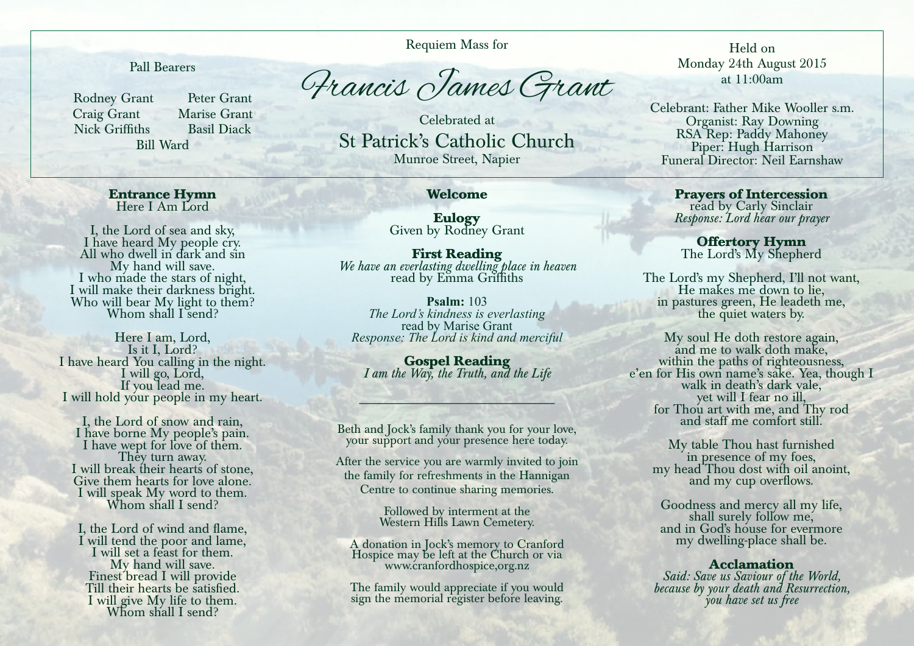Requiem Mass for

# Francis James Grant

Celebrated at

## St Patrick's Catholic Church

Munroe Street, Napier

Pall Bearers

Rodney Grant
Peter Grant
Craig Grant
Marise Grant
Nick Griffiths
Basil Diack
Bill Ward

Held on
Monday 24th August 2015
at 11:00am

Celebrant: Father Mike Wooller s.m.
Organist: Ray Downing
RSA Rep: Paddy Mahoney
Piper: Hugh Harrison
Funeral Director: Neil Earnshaw

**Entrance Hymn**
Here I Am Lord

I, the Lord of sea and sky,
I have heard My people cry.
All who dwell in dark and sin
My hand will save.
I who made the stars of night,
I will make their darkness bright.
Who will bear My light to them?
Whom shall I send?

Here I am, Lord,
Is it I, Lord?
I have heard You calling in the night.
I will go, Lord,
If you lead me.
I will hold your people in my heart.

I, the Lord of snow and rain,
I have borne My people's pain.
I have wept for love of them.
They turn away.
I will break their hearts of stone,
Give them hearts for love alone.
I will speak My word to them.
Whom shall I send?

I, the Lord of wind and flame,
I will tend the poor and lame,
I will set a feast for them.
My hand will save.
Finest bread I will provide
Till their hearts be satisfied.
I will give My life to them.
Whom shall I send?

**Welcome**

**Eulogy**
Given by Rodney Grant

**First Reading**
*We have an everlasting dwelling place in heaven*
read by Emma Griffiths

**Psalm:** 103
*The Lord's kindness is everlasting*
read by Marise Grant
*Response: The Lord is kind and merciful*

**Gospel Reading**
*I am the Way, the Truth, and the Life*

---

Beth and Jock's family thank you for your love, your support and your presence here today.

After the service you are warmly invited to join the family for refreshments in the Hannigan Centre to continue sharing memories.

Followed by interment at the Western Hills Lawn Cemetery.

A donation in Jock's memory to Cranford Hospice may be left at the Church or via www.cranfordhospice,org.nz

The family would appreciate if you would sign the memorial register before leaving.

**Prayers of Intercession**
read by Carly Sinclair
*Response: Lord hear our prayer*

**Offertory Hymn**
The Lord's My Shepherd

The Lord's my Shepherd, I'll not want,
He makes me down to lie,
in pastures green, He leadeth me,
the quiet waters by.

My soul He doth restore again,
and me to walk doth make,
within the paths of righteousness,
e'en for His own name's sake. Yea, though I
walk in death's dark vale,
yet will I fear no ill,
for Thou art with me, and Thy rod
and staff me comfort still.

My table Thou hast furnished
in presence of my foes,
my head Thou dost with oil anoint,
and my cup overflows.

Goodness and mercy all my life,
shall surely follow me,
and in God's house for evermore
my dwelling-place shall be.

**Acclamation**
*Said: Save us Saviour of the World,*
*because by your death and Resurrection,*
*you have set us free*